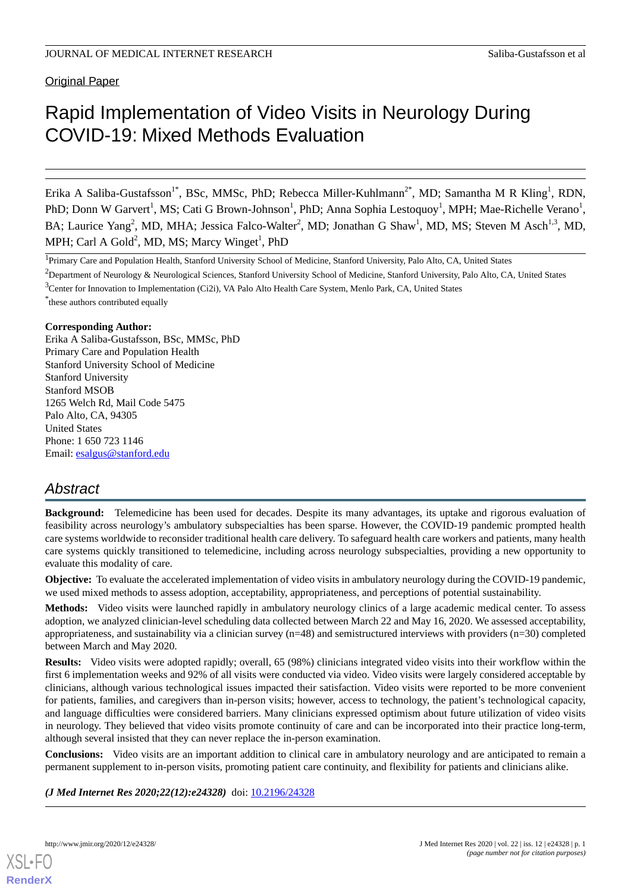Original Paper

# Rapid Implementation of Video Visits in Neurology During COVID-19: Mixed Methods Evaluation

Erika A Saliba-Gustafsson[1*], BSc, MMSc, PhD; Rebecca Miller-Kuhlmann[2*], MD; Samantha M R Kling[1], RDN, PhD; Donn W Garvert[1], MS; Cati G Brown-Johnson[1], PhD; Anna Sophia Lestoquoy[1], MPH; Mae-Richelle Verano[1], BA; Laurice Yang[2], MD, MHA; Jessica Falco-Walter[2], MD; Jonathan G Shaw[1], MD, MS; Steven M Asch[1,3], MD, MPH; Carl A Gold[2], MD, MS; Marcy Winget[1], PhD

[1]Primary Care and Population Health, Stanford University School of Medicine, Stanford University, Palo Alto, CA, United States

[2]Department of Neurology & Neurological Sciences, Stanford University School of Medicine, Stanford University, Palo Alto, CA, United States

[3]Center for Innovation to Implementation (Ci2i), VA Palo Alto Health Care System, Menlo Park, CA, United States

[*]these authors contributed equally

**Corresponding Author:**
Erika A Saliba-Gustafsson, BSc, MMSc, PhD
Primary Care and Population Health
Stanford University School of Medicine
Stanford University
Stanford MSOB
1265 Welch Rd, Mail Code 5475
Palo Alto, CA, 94305
United States
Phone: 1 650 723 1146
Email: esalgus@stanford.edu

## Abstract

**Background:** Telemedicine has been used for decades. Despite its many advantages, its uptake and rigorous evaluation of feasibility across neurology's ambulatory subspecialties has been sparse. However, the COVID-19 pandemic prompted health care systems worldwide to reconsider traditional health care delivery. To safeguard health care workers and patients, many health care systems quickly transitioned to telemedicine, including across neurology subspecialties, providing a new opportunity to evaluate this modality of care.

**Objective:** To evaluate the accelerated implementation of video visits in ambulatory neurology during the COVID-19 pandemic, we used mixed methods to assess adoption, acceptability, appropriateness, and perceptions of potential sustainability.

**Methods:** Video visits were launched rapidly in ambulatory neurology clinics of a large academic medical center. To assess adoption, we analyzed clinician-level scheduling data collected between March 22 and May 16, 2020. We assessed acceptability, appropriateness, and sustainability via a clinician survey (n=48) and semistructured interviews with providers (n=30) completed between March and May 2020.

**Results:** Video visits were adopted rapidly; overall, 65 (98%) clinicians integrated video visits into their workflow within the first 6 implementation weeks and 92% of all visits were conducted via video. Video visits were largely considered acceptable by clinicians, although various technological issues impacted their satisfaction. Video visits were reported to be more convenient for patients, families, and caregivers than in-person visits; however, access to technology, the patient's technological capacity, and language difficulties were considered barriers. Many clinicians expressed optimism about future utilization of video visits in neurology. They believed that video visits promote continuity of care and can be incorporated into their practice long-term, although several insisted that they can never replace the in-person examination.

**Conclusions:** Video visits are an important addition to clinical care in ambulatory neurology and are anticipated to remain a permanent supplement to in-person visits, promoting patient care continuity, and flexibility for patients and clinicians alike.

***(J Med Internet Res 2020;22(12):e24328)*** doi: 10.2196/24328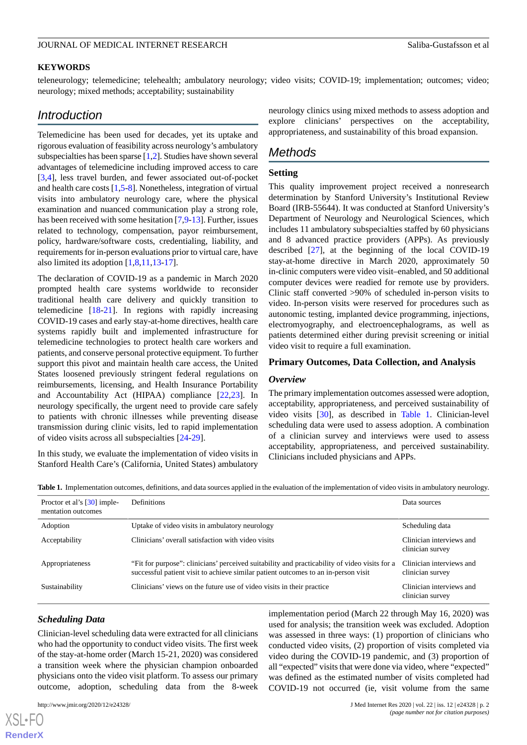## KEYWORDS

teleneurology; telemedicine; telehealth; ambulatory neurology; video visits; COVID-19; implementation; outcomes; video; neurology; mixed methods; acceptability; sustainability

## Introduction

Telemedicine has been used for decades, yet its uptake and rigorous evaluation of feasibility across neurology's ambulatory subspecialties has been sparse [1,2]. Studies have shown several advantages of telemedicine including improved access to care [3,4], less travel burden, and fewer associated out-of-pocket and health care costs [1,5-8]. Nonetheless, integration of virtual visits into ambulatory neurology care, where the physical examination and nuanced communication play a strong role, has been received with some hesitation [7,9-13]. Further, issues related to technology, compensation, payor reimbursement, policy, hardware/software costs, credentialing, liability, and requirements for in-person evaluations prior to virtual care, have also limited its adoption [1,8,11,13-17].

The declaration of COVID-19 as a pandemic in March 2020 prompted health care systems worldwide to reconsider traditional health care delivery and quickly transition to telemedicine [18-21]. In regions with rapidly increasing COVID-19 cases and early stay-at-home directives, health care systems rapidly built and implemented infrastructure for telemedicine technologies to protect health care workers and patients, and conserve personal protective equipment. To further support this pivot and maintain health care access, the United States loosened previously stringent federal regulations on reimbursements, licensing, and Health Insurance Portability and Accountability Act (HIPAA) compliance [22,23]. In neurology specifically, the urgent need to provide care safely to patients with chronic illnesses while preventing disease transmission during clinic visits, led to rapid implementation of video visits across all subspecialties [24-29].

In this study, we evaluate the implementation of video visits in Stanford Health Care's (California, United States) ambulatory neurology clinics using mixed methods to assess adoption and explore clinicians' perspectives on the acceptability, appropriateness, and sustainability of this broad expansion.

## Methods

### Setting

This quality improvement project received a nonresearch determination by Stanford University's Institutional Review Board (IRB-55644). It was conducted at Stanford University's Department of Neurology and Neurological Sciences, which includes 11 ambulatory subspecialties staffed by 60 physicians and 8 advanced practice providers (APPs). As previously described [27], at the beginning of the local COVID-19 stay-at-home directive in March 2020, approximately 50 in-clinic computers were video visit–enabled, and 50 additional computer devices were readied for remote use by providers. Clinic staff converted >90% of scheduled in-person visits to video. In-person visits were reserved for procedures such as autonomic testing, implanted device programming, injections, electromyography, and electroencephalograms, as well as patients determined either during previsit screening or initial video visit to require a full examination.

### Primary Outcomes, Data Collection, and Analysis

#### *Overview*

The primary implementation outcomes assessed were adoption, acceptability, appropriateness, and perceived sustainability of video visits [30], as described in Table 1. Clinician-level scheduling data were used to assess adoption. A combination of a clinician survey and interviews were used to assess acceptability, appropriateness, and perceived sustainability. Clinicians included physicians and APPs.

**Table 1.** Implementation outcomes, definitions, and data sources applied in the evaluation of the implementation of video visits in ambulatory neurology.

| Proctor et al's [30] implementation outcomes | Definitions | Data sources |
|---|---|---|
| Adoption | Uptake of video visits in ambulatory neurology | Scheduling data |
| Acceptability | Clinicians' overall satisfaction with video visits | Clinician interviews and clinician survey |
| Appropriateness | "Fit for purpose": clinicians' perceived suitability and practicability of video visits for a successful patient visit to achieve similar patient outcomes to an in-person visit | Clinician interviews and clinician survey |
| Sustainability | Clinicians' views on the future use of video visits in their practice | Clinician interviews and clinician survey |

#### *Scheduling Data*

Clinician-level scheduling data were extracted for all clinicians who had the opportunity to conduct video visits. The first week of the stay-at-home order (March 15-21, 2020) was considered a transition week where the physician champion onboarded physicians onto the video visit platform. To assess our primary outcome, adoption, scheduling data from the 8-week implementation period (March 22 through May 16, 2020) was used for analysis; the transition week was excluded. Adoption was assessed in three ways: (1) proportion of clinicians who conducted video visits, (2) proportion of visits completed via video during the COVID-19 pandemic, and (3) proportion of all "expected" visits that were done via video, where "expected" was defined as the estimated number of visits completed had COVID-19 not occurred (ie, visit volume from the same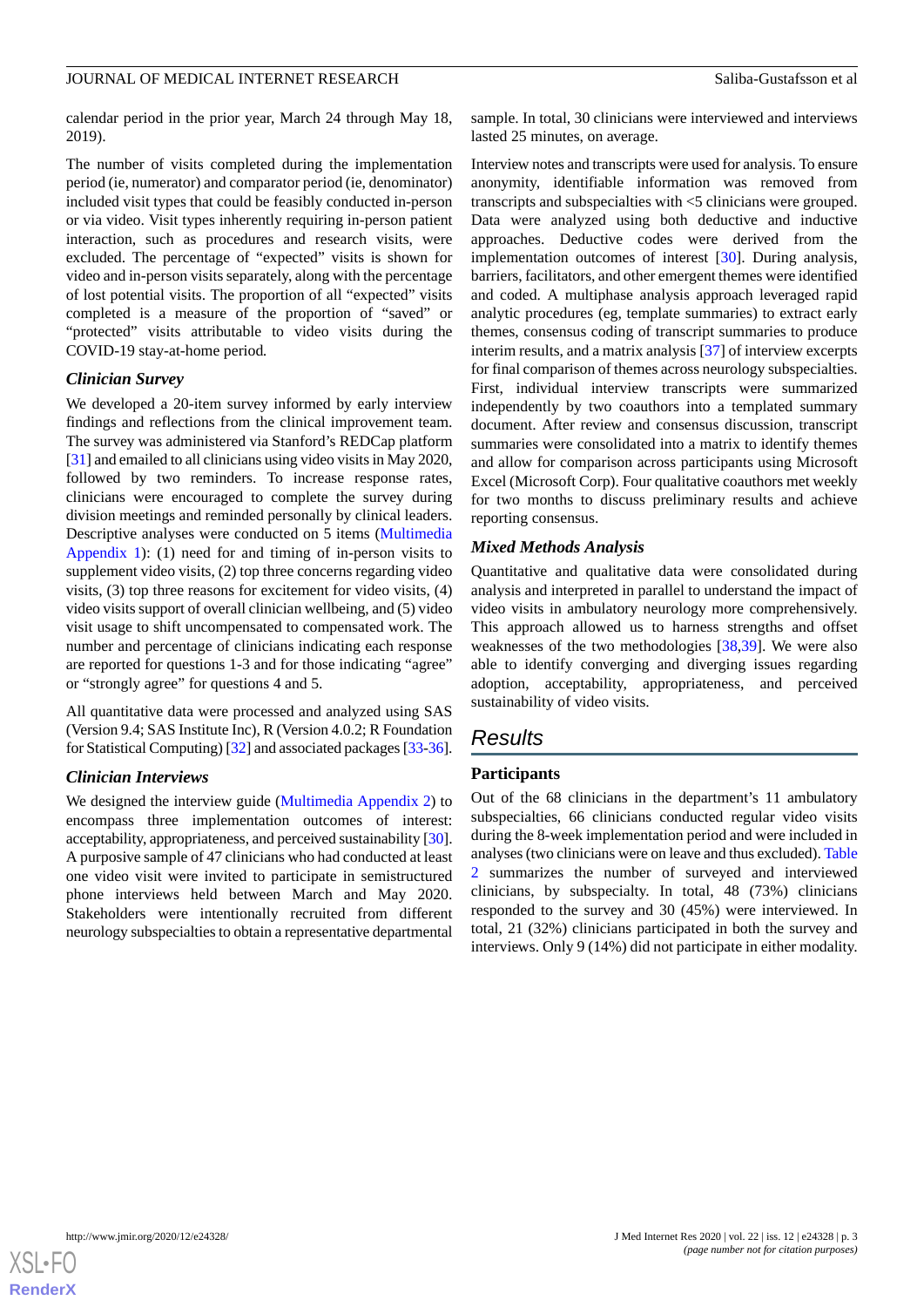calendar period in the prior year, March 24 through May 18, 2019).

The number of visits completed during the implementation period (ie, numerator) and comparator period (ie, denominator) included visit types that could be feasibly conducted in-person or via video. Visit types inherently requiring in-person patient interaction, such as procedures and research visits, were excluded. The percentage of "expected" visits is shown for video and in-person visits separately, along with the percentage of lost potential visits. The proportion of all "expected" visits completed is a measure of the proportion of "saved" or "protected" visits attributable to video visits during the COVID-19 stay-at-home period.

### Clinician Survey

We developed a 20-item survey informed by early interview findings and reflections from the clinical improvement team. The survey was administered via Stanford's REDCap platform [31] and emailed to all clinicians using video visits in May 2020, followed by two reminders. To increase response rates, clinicians were encouraged to complete the survey during division meetings and reminded personally by clinical leaders. Descriptive analyses were conducted on 5 items (Multimedia Appendix 1): (1) need for and timing of in-person visits to supplement video visits, (2) top three concerns regarding video visits, (3) top three reasons for excitement for video visits, (4) video visits support of overall clinician wellbeing, and (5) video visit usage to shift uncompensated to compensated work. The number and percentage of clinicians indicating each response are reported for questions 1-3 and for those indicating "agree" or "strongly agree" for questions 4 and 5.

All quantitative data were processed and analyzed using SAS (Version 9.4; SAS Institute Inc), R (Version 4.0.2; R Foundation for Statistical Computing) [32] and associated packages [33-36].

### Clinician Interviews

We designed the interview guide (Multimedia Appendix 2) to encompass three implementation outcomes of interest: acceptability, appropriateness, and perceived sustainability [30]. A purposive sample of 47 clinicians who had conducted at least one video visit were invited to participate in semistructured phone interviews held between March and May 2020. Stakeholders were intentionally recruited from different neurology subspecialties to obtain a representative departmental sample. In total, 30 clinicians were interviewed and interviews lasted 25 minutes, on average.

Interview notes and transcripts were used for analysis. To ensure anonymity, identifiable information was removed from transcripts and subspecialties with <5 clinicians were grouped. Data were analyzed using both deductive and inductive approaches. Deductive codes were derived from the implementation outcomes of interest [30]. During analysis, barriers, facilitators, and other emergent themes were identified and coded. A multiphase analysis approach leveraged rapid analytic procedures (eg, template summaries) to extract early themes, consensus coding of transcript summaries to produce interim results, and a matrix analysis [37] of interview excerpts for final comparison of themes across neurology subspecialties. First, individual interview transcripts were summarized independently by two coauthors into a templated summary document. After review and consensus discussion, transcript summaries were consolidated into a matrix to identify themes and allow for comparison across participants using Microsoft Excel (Microsoft Corp). Four qualitative coauthors met weekly for two months to discuss preliminary results and achieve reporting consensus.

### Mixed Methods Analysis

Quantitative and qualitative data were consolidated during analysis and interpreted in parallel to understand the impact of video visits in ambulatory neurology more comprehensively. This approach allowed us to harness strengths and offset weaknesses of the two methodologies [38,39]. We were also able to identify converging and diverging issues regarding adoption, acceptability, appropriateness, and perceived sustainability of video visits.

## Results

### Participants

Out of the 68 clinicians in the department's 11 ambulatory subspecialties, 66 clinicians conducted regular video visits during the 8-week implementation period and were included in analyses (two clinicians were on leave and thus excluded). Table 2 summarizes the number of surveyed and interviewed clinicians, by subspecialty. In total, 48 (73%) clinicians responded to the survey and 30 (45%) were interviewed. In total, 21 (32%) clinicians participated in both the survey and interviews. Only 9 (14%) did not participate in either modality.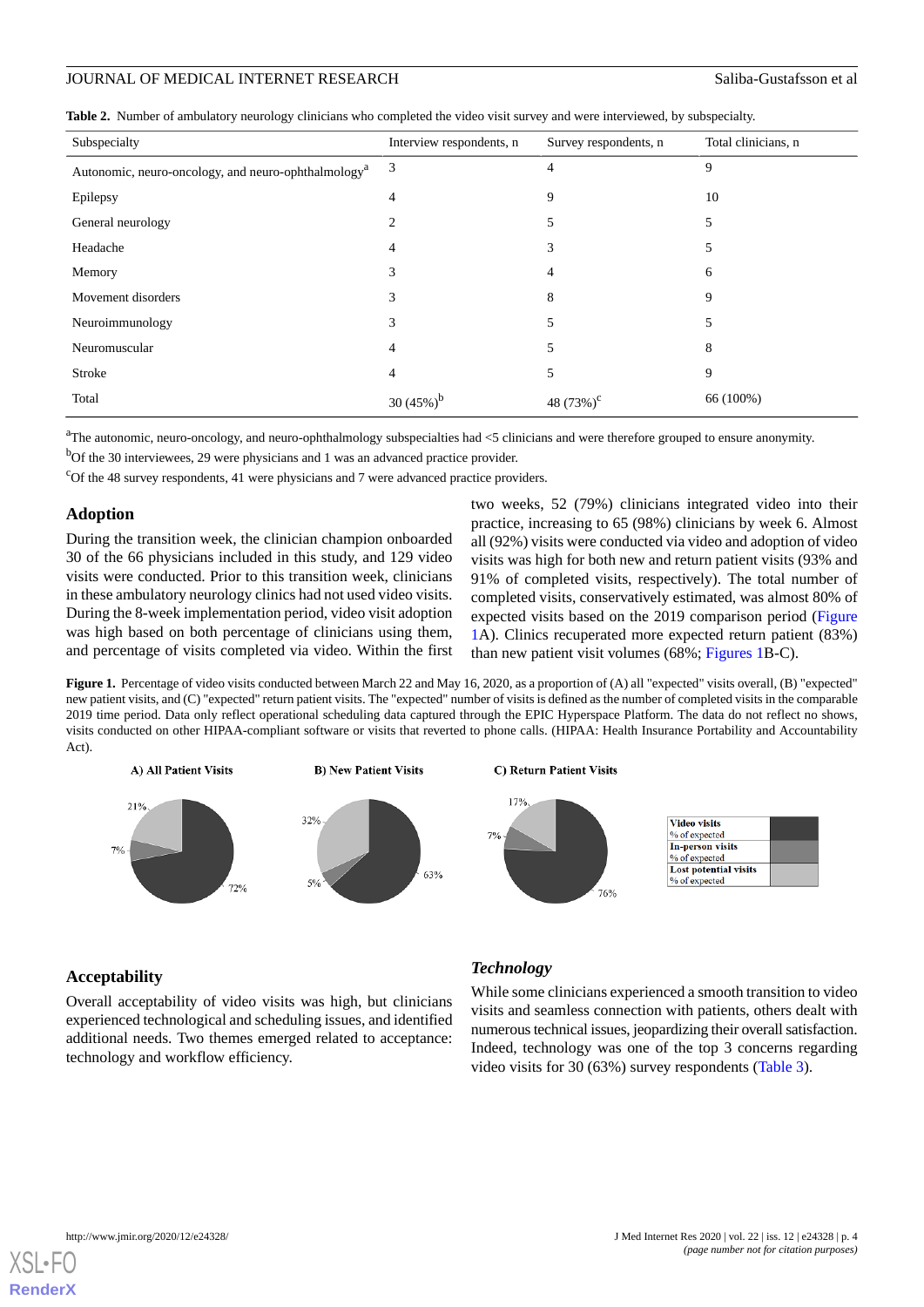**Table 2.** Number of ambulatory neurology clinicians who completed the video visit survey and were interviewed, by subspecialty.

| Subspecialty | Interview respondents, n | Survey respondents, n | Total clinicians, n |
|---|---|---|---|
| Autonomic, neuro-oncology, and neuro-ophthalmology[a] | 3 | 4 | 9 |
| Epilepsy | 4 | 9 | 10 |
| General neurology | 2 | 5 | 5 |
| Headache | 4 | 3 | 5 |
| Memory | 3 | 4 | 6 |
| Movement disorders | 3 | 8 | 9 |
| Neuroimmunology | 3 | 5 | 5 |
| Neuromuscular | 4 | 5 | 8 |
| Stroke | 4 | 5 | 9 |
| Total | 30 (45%)[b] | 48 (73%)[c] | 66 (100%) |

[a]The autonomic, neuro-oncology, and neuro-ophthalmology subspecialties had <5 clinicians and were therefore grouped to ensure anonymity.

[b]Of the 30 interviewees, 29 were physicians and 1 was an advanced practice provider.

[c]Of the 48 survey respondents, 41 were physicians and 7 were advanced practice providers.

## Adoption

During the transition week, the clinician champion onboarded 30 of the 66 physicians included in this study, and 129 video visits were conducted. Prior to this transition week, clinicians in these ambulatory neurology clinics had not used video visits. During the 8-week implementation period, video visit adoption was high based on both percentage of clinicians using them, and percentage of visits completed via video. Within the first two weeks, 52 (79%) clinicians integrated video into their practice, increasing to 65 (98%) clinicians by week 6. Almost all (92%) visits were conducted via video and adoption of video visits was high for both new and return patient visits (93% and 91% of completed visits, respectively). The total number of completed visits, conservatively estimated, was almost 80% of expected visits based on the 2019 comparison period (Figure 1A). Clinics recuperated more expected return patient (83%) than new patient visit volumes (68%; Figures 1B-C).

**Figure 1.** Percentage of video visits conducted between March 22 and May 16, 2020, as a proportion of (A) all "expected" visits overall, (B) "expected" new patient visits, and (C) "expected" return patient visits. The "expected" number of visits is defined as the number of completed visits in the comparable 2019 time period. Data only reflect operational scheduling data captured through the EPIC Hyperspace Platform. The data do not reflect no shows, visits conducted on other HIPAA-compliant software or visits that reverted to phone calls. (HIPAA: Health Insurance Portability and Accountability Act).

## Acceptability

Overall acceptability of video visits was high, but clinicians experienced technological and scheduling issues, and identified additional needs. Two themes emerged related to acceptance: technology and workflow efficiency.

### *Technology*

While some clinicians experienced a smooth transition to video visits and seamless connection with patients, others dealt with numerous technical issues, jeopardizing their overall satisfaction. Indeed, technology was one of the top 3 concerns regarding video visits for 30 (63%) survey respondents (Table 3).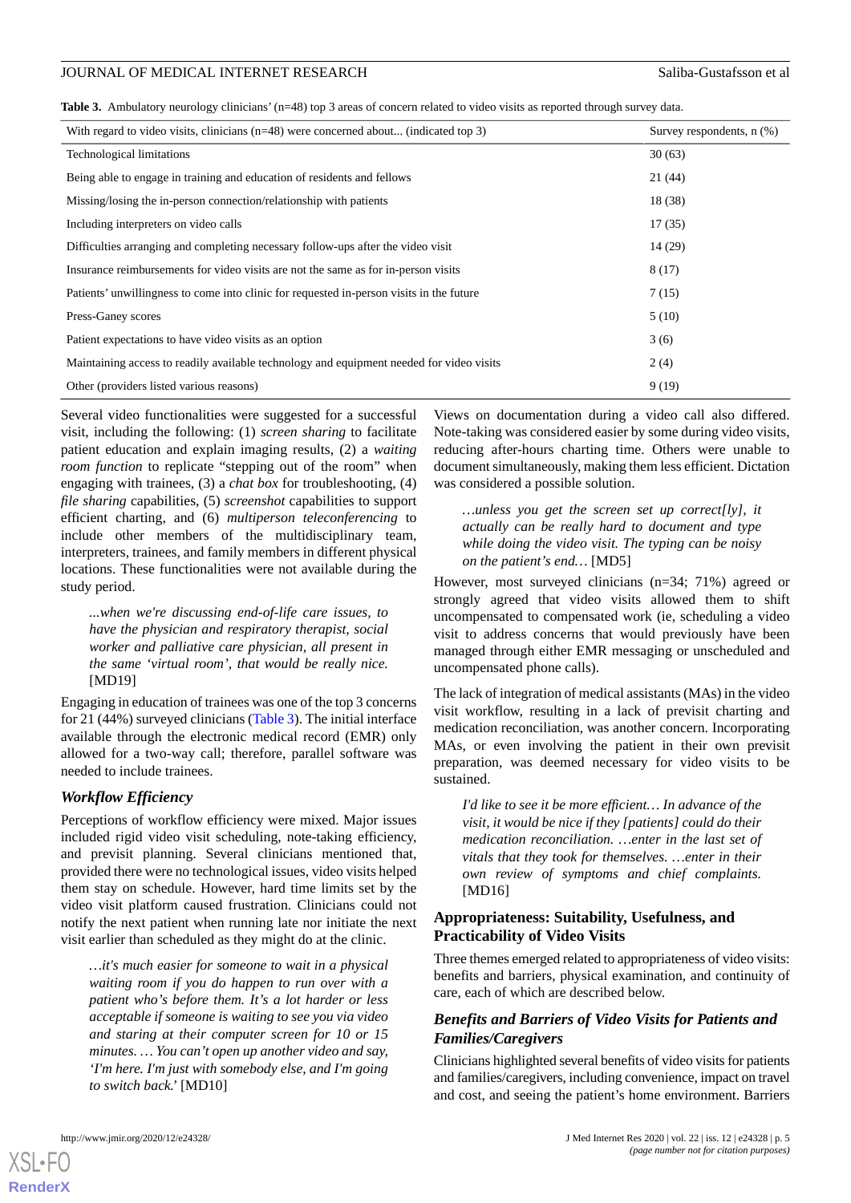**Table 3.** Ambulatory neurology clinicians' (n=48) top 3 areas of concern related to video visits as reported through survey data.

| With regard to video visits, clinicians (n=48) were concerned about... (indicated top 3) | Survey respondents, n (%) |
|---|---|
| Technological limitations | 30 (63) |
| Being able to engage in training and education of residents and fellows | 21 (44) |
| Missing/losing the in-person connection/relationship with patients | 18 (38) |
| Including interpreters on video calls | 17 (35) |
| Difficulties arranging and completing necessary follow-ups after the video visit | 14 (29) |
| Insurance reimbursements for video visits are not the same as for in-person visits | 8 (17) |
| Patients' unwillingness to come into clinic for requested in-person visits in the future | 7 (15) |
| Press-Ganey scores | 5 (10) |
| Patient expectations to have video visits as an option | 3 (6) |
| Maintaining access to readily available technology and equipment needed for video visits | 2 (4) |
| Other (providers listed various reasons) | 9 (19) |

Several video functionalities were suggested for a successful visit, including the following: (1) *screen sharing* to facilitate patient education and explain imaging results, (2) a *waiting room function* to replicate "stepping out of the room" when engaging with trainees, (3) a *chat box* for troubleshooting, (4) *file sharing* capabilities, (5) *screenshot* capabilities to support efficient charting, and (6) *multiperson teleconferencing* to include other members of the multidisciplinary team, interpreters, trainees, and family members in different physical locations. These functionalities were not available during the study period.

> *...when we're discussing end-of-life care issues, to have the physician and respiratory therapist, social worker and palliative care physician, all present in the same 'virtual room', that would be really nice.* [MD19]

Engaging in education of trainees was one of the top 3 concerns for 21 (44%) surveyed clinicians (Table 3). The initial interface available through the electronic medical record (EMR) only allowed for a two-way call; therefore, parallel software was needed to include trainees.

### Workflow Efficiency

Perceptions of workflow efficiency were mixed. Major issues included rigid video visit scheduling, note-taking efficiency, and previsit planning. Several clinicians mentioned that, provided there were no technological issues, video visits helped them stay on schedule. However, hard time limits set by the video visit platform caused frustration. Clinicians could not notify the next patient when running late nor initiate the next visit earlier than scheduled as they might do at the clinic.

> *…it's much easier for someone to wait in a physical waiting room if you do happen to run over with a patient who's before them. It's a lot harder or less acceptable if someone is waiting to see you via video and staring at their computer screen for 10 or 15 minutes. … You can't open up another video and say, 'I'm here. I'm just with somebody else, and I'm going to switch back.'* [MD10]

Views on documentation during a video call also differed. Note-taking was considered easier by some during video visits, reducing after-hours charting time. Others were unable to document simultaneously, making them less efficient. Dictation was considered a possible solution.

> *…unless you get the screen set up correct[ly], it actually can be really hard to document and type while doing the video visit. The typing can be noisy on the patient's end…* [MD5]

However, most surveyed clinicians (n=34; 71%) agreed or strongly agreed that video visits allowed them to shift uncompensated to compensated work (ie, scheduling a video visit to address concerns that would previously have been managed through either EMR messaging or unscheduled and uncompensated phone calls).

The lack of integration of medical assistants (MAs) in the video visit workflow, resulting in a lack of previsit charting and medication reconciliation, was another concern. Incorporating MAs, or even involving the patient in their own previsit preparation, was deemed necessary for video visits to be sustained.

> *I'd like to see it be more efficient… In advance of the visit, it would be nice if they [patients] could do their medication reconciliation. …enter in the last set of vitals that they took for themselves. …enter in their own review of symptoms and chief complaints.* [MD16]

## Appropriateness: Suitability, Usefulness, and Practicability of Video Visits

Three themes emerged related to appropriateness of video visits: benefits and barriers, physical examination, and continuity of care, each of which are described below.

### Benefits and Barriers of Video Visits for Patients and Families/Caregivers

Clinicians highlighted several benefits of video visits for patients and families/caregivers, including convenience, impact on travel and cost, and seeing the patient's home environment. Barriers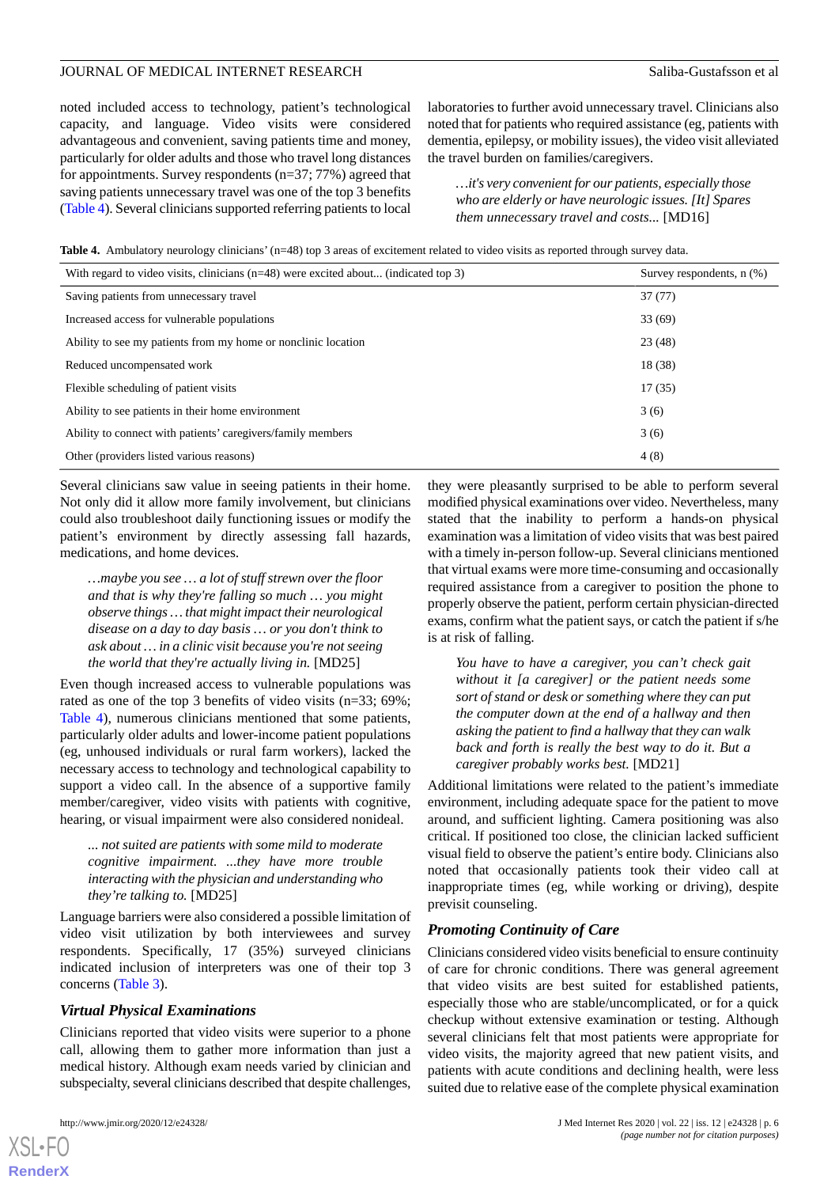noted included access to technology, patient's technological capacity, and language. Video visits were considered advantageous and convenient, saving patients time and money, particularly for older adults and those who travel long distances for appointments. Survey respondents (n=37; 77%) agreed that saving patients unnecessary travel was one of the top 3 benefits (Table 4). Several clinicians supported referring patients to local laboratories to further avoid unnecessary travel. Clinicians also noted that for patients who required assistance (eg, patients with dementia, epilepsy, or mobility issues), the video visit alleviated the travel burden on families/caregivers.

> *…it's very convenient for our patients, especially those who are elderly or have neurologic issues. [It] Spares them unnecessary travel and costs...* [MD16]

**Table 4.** Ambulatory neurology clinicians' (n=48) top 3 areas of excitement related to video visits as reported through survey data.

| With regard to video visits, clinicians (n=48) were excited about... (indicated top 3) | Survey respondents, n (%) |
|---|---|
| Saving patients from unnecessary travel | 37 (77) |
| Increased access for vulnerable populations | 33 (69) |
| Ability to see my patients from my home or nonclinic location | 23 (48) |
| Reduced uncompensated work | 18 (38) |
| Flexible scheduling of patient visits | 17 (35) |
| Ability to see patients in their home environment | 3 (6) |
| Ability to connect with patients' caregivers/family members | 3 (6) |
| Other (providers listed various reasons) | 4 (8) |

Several clinicians saw value in seeing patients in their home. Not only did it allow more family involvement, but clinicians could also troubleshoot daily functioning issues or modify the patient's environment by directly assessing fall hazards, medications, and home devices.

> *…maybe you see … a lot of stuff strewn over the floor and that is why they're falling so much … you might observe things … that might impact their neurological disease on a day to day basis … or you don't think to ask about … in a clinic visit because you're not seeing the world that they're actually living in.* [MD25]

Even though increased access to vulnerable populations was rated as one of the top 3 benefits of video visits (n=33; 69%; Table 4), numerous clinicians mentioned that some patients, particularly older adults and lower-income patient populations (eg, unhoused individuals or rural farm workers), lacked the necessary access to technology and technological capability to support a video call. In the absence of a supportive family member/caregiver, video visits with patients with cognitive, hearing, or visual impairment were also considered nonideal.

> *... not suited are patients with some mild to moderate cognitive impairment. ...they have more trouble interacting with the physician and understanding who they're talking to.* [MD25]

Language barriers were also considered a possible limitation of video visit utilization by both interviewees and survey respondents. Specifically, 17 (35%) surveyed clinicians indicated inclusion of interpreters was one of their top 3 concerns (Table 3).

### Virtual Physical Examinations

Clinicians reported that video visits were superior to a phone call, allowing them to gather more information than just a medical history. Although exam needs varied by clinician and subspecialty, several clinicians described that despite challenges, they were pleasantly surprised to be able to perform several modified physical examinations over video. Nevertheless, many stated that the inability to perform a hands-on physical examination was a limitation of video visits that was best paired with a timely in-person follow-up. Several clinicians mentioned that virtual exams were more time-consuming and occasionally required assistance from a caregiver to position the phone to properly observe the patient, perform certain physician-directed exams, confirm what the patient says, or catch the patient if s/he is at risk of falling.

> *You have to have a caregiver, you can't check gait without it [a caregiver] or the patient needs some sort of stand or desk or something where they can put the computer down at the end of a hallway and then asking the patient to find a hallway that they can walk back and forth is really the best way to do it. But a caregiver probably works best.* [MD21]

Additional limitations were related to the patient's immediate environment, including adequate space for the patient to move around, and sufficient lighting. Camera positioning was also critical. If positioned too close, the clinician lacked sufficient visual field to observe the patient's entire body. Clinicians also noted that occasionally patients took their video call at inappropriate times (eg, while working or driving), despite previsit counseling.

### Promoting Continuity of Care

Clinicians considered video visits beneficial to ensure continuity of care for chronic conditions. There was general agreement that video visits are best suited for established patients, especially those who are stable/uncomplicated, or for a quick checkup without extensive examination or testing. Although several clinicians felt that most patients were appropriate for video visits, the majority agreed that new patient visits, and patients with acute conditions and declining health, were less suited due to relative ease of the complete physical examination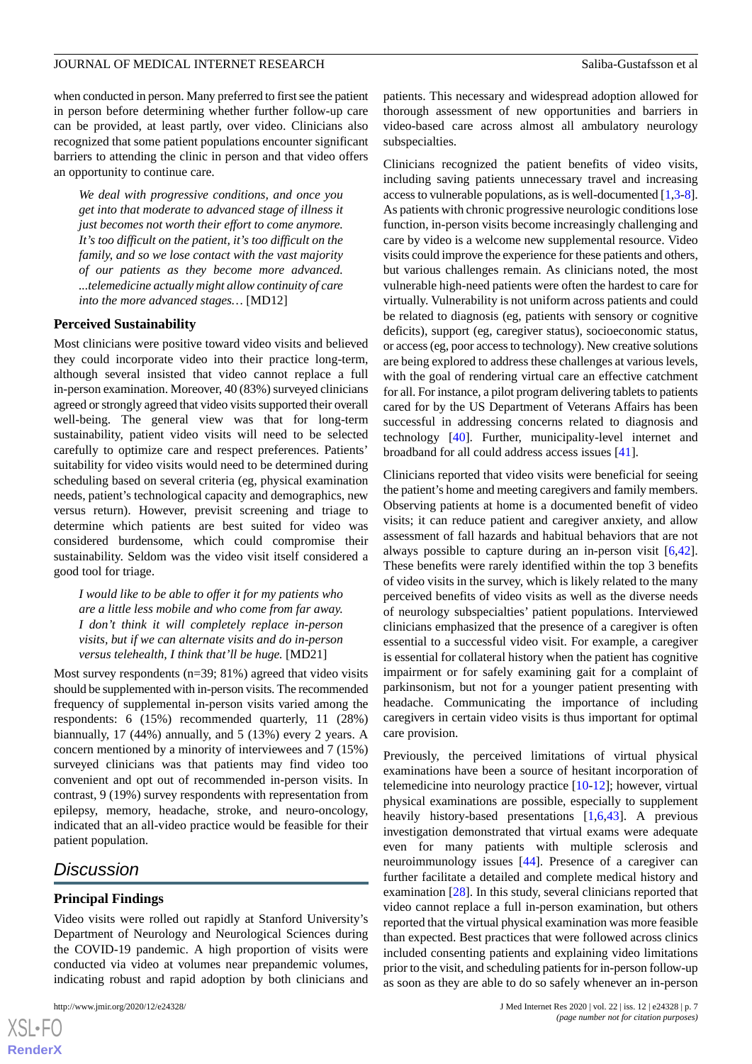when conducted in person. Many preferred to first see the patient in person before determining whether further follow-up care can be provided, at least partly, over video. Clinicians also recognized that some patient populations encounter significant barriers to attending the clinic in person and that video offers an opportunity to continue care.

> *We deal with progressive conditions, and once you get into that moderate to advanced stage of illness it just becomes not worth their effort to come anymore. It's too difficult on the patient, it's too difficult on the family, and so we lose contact with the vast majority of our patients as they become more advanced. ...telemedicine actually might allow continuity of care into the more advanced stages…* [MD12]

### Perceived Sustainability

Most clinicians were positive toward video visits and believed they could incorporate video into their practice long-term, although several insisted that video cannot replace a full in-person examination. Moreover, 40 (83%) surveyed clinicians agreed or strongly agreed that video visits supported their overall well-being. The general view was that for long-term sustainability, patient video visits will need to be selected carefully to optimize care and respect preferences. Patients' suitability for video visits would need to be determined during scheduling based on several criteria (eg, physical examination needs, patient's technological capacity and demographics, new versus return). However, previsit screening and triage to determine which patients are best suited for video was considered burdensome, which could compromise their sustainability. Seldom was the video visit itself considered a good tool for triage.

> *I would like to be able to offer it for my patients who are a little less mobile and who come from far away. I don't think it will completely replace in-person visits, but if we can alternate visits and do in-person versus telehealth, I think that'll be huge.* [MD21]

Most survey respondents (n=39; 81%) agreed that video visits should be supplemented with in-person visits. The recommended frequency of supplemental in-person visits varied among the respondents: 6 (15%) recommended quarterly, 11 (28%) biannually, 17 (44%) annually, and 5 (13%) every 2 years. A concern mentioned by a minority of interviewees and 7 (15%) surveyed clinicians was that patients may find video too convenient and opt out of recommended in-person visits. In contrast, 9 (19%) survey respondents with representation from epilepsy, memory, headache, stroke, and neuro-oncology, indicated that an all-video practice would be feasible for their patient population.

## Discussion

### Principal Findings

Video visits were rolled out rapidly at Stanford University's Department of Neurology and Neurological Sciences during the COVID-19 pandemic. A high proportion of visits were conducted via video at volumes near prepandemic volumes, indicating robust and rapid adoption by both clinicians and patients. This necessary and widespread adoption allowed for thorough assessment of new opportunities and barriers in video-based care across almost all ambulatory neurology subspecialties.

Clinicians recognized the patient benefits of video visits, including saving patients unnecessary travel and increasing access to vulnerable populations, as is well-documented [1,3-8]. As patients with chronic progressive neurologic conditions lose function, in-person visits become increasingly challenging and care by video is a welcome new supplemental resource. Video visits could improve the experience for these patients and others, but various challenges remain. As clinicians noted, the most vulnerable high-need patients were often the hardest to care for virtually. Vulnerability is not uniform across patients and could be related to diagnosis (eg, patients with sensory or cognitive deficits), support (eg, caregiver status), socioeconomic status, or access (eg, poor access to technology). New creative solutions are being explored to address these challenges at various levels, with the goal of rendering virtual care an effective catchment for all. For instance, a pilot program delivering tablets to patients cared for by the US Department of Veterans Affairs has been successful in addressing concerns related to diagnosis and technology [40]. Further, municipality-level internet and broadband for all could address access issues [41].

Clinicians reported that video visits were beneficial for seeing the patient's home and meeting caregivers and family members. Observing patients at home is a documented benefit of video visits; it can reduce patient and caregiver anxiety, and allow assessment of fall hazards and habitual behaviors that are not always possible to capture during an in-person visit [6,42]. These benefits were rarely identified within the top 3 benefits of video visits in the survey, which is likely related to the many perceived benefits of video visits as well as the diverse needs of neurology subspecialties' patient populations. Interviewed clinicians emphasized that the presence of a caregiver is often essential to a successful video visit. For example, a caregiver is essential for collateral history when the patient has cognitive impairment or for safely examining gait for a complaint of parkinsonism, but not for a younger patient presenting with headache. Communicating the importance of including caregivers in certain video visits is thus important for optimal care provision.

Previously, the perceived limitations of virtual physical examinations have been a source of hesitant incorporation of telemedicine into neurology practice [10-12]; however, virtual physical examinations are possible, especially to supplement heavily history-based presentations [1,6,43]. A previous investigation demonstrated that virtual exams were adequate even for many patients with multiple sclerosis and neuroimmunology issues [44]. Presence of a caregiver can further facilitate a detailed and complete medical history and examination [28]. In this study, several clinicians reported that video cannot replace a full in-person examination, but others reported that the virtual physical examination was more feasible than expected. Best practices that were followed across clinics included consenting patients and explaining video limitations prior to the visit, and scheduling patients for in-person follow-up as soon as they are able to do so safely whenever an in-person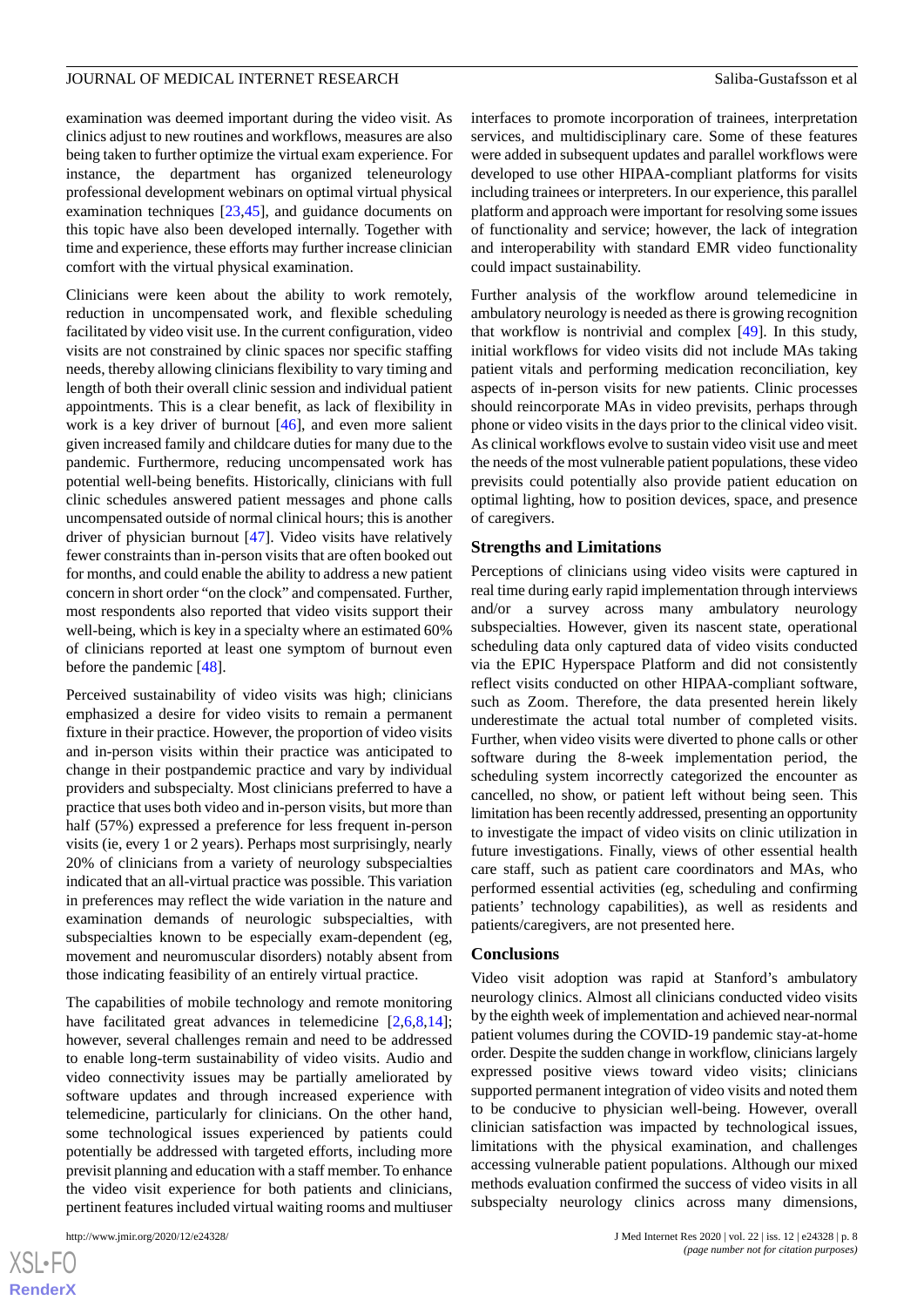examination was deemed important during the video visit. As clinics adjust to new routines and workflows, measures are also being taken to further optimize the virtual exam experience. For instance, the department has organized teleneurology professional development webinars on optimal virtual physical examination techniques [23,45], and guidance documents on this topic have also been developed internally. Together with time and experience, these efforts may further increase clinician comfort with the virtual physical examination.

Clinicians were keen about the ability to work remotely, reduction in uncompensated work, and flexible scheduling facilitated by video visit use. In the current configuration, video visits are not constrained by clinic spaces nor specific staffing needs, thereby allowing clinicians flexibility to vary timing and length of both their overall clinic session and individual patient appointments. This is a clear benefit, as lack of flexibility in work is a key driver of burnout [46], and even more salient given increased family and childcare duties for many due to the pandemic. Furthermore, reducing uncompensated work has potential well-being benefits. Historically, clinicians with full clinic schedules answered patient messages and phone calls uncompensated outside of normal clinical hours; this is another driver of physician burnout [47]. Video visits have relatively fewer constraints than in-person visits that are often booked out for months, and could enable the ability to address a new patient concern in short order "on the clock" and compensated. Further, most respondents also reported that video visits support their well-being, which is key in a specialty where an estimated 60% of clinicians reported at least one symptom of burnout even before the pandemic [48].

Perceived sustainability of video visits was high; clinicians emphasized a desire for video visits to remain a permanent fixture in their practice. However, the proportion of video visits and in-person visits within their practice was anticipated to change in their postpandemic practice and vary by individual providers and subspecialty. Most clinicians preferred to have a practice that uses both video and in-person visits, but more than half (57%) expressed a preference for less frequent in-person visits (ie, every 1 or 2 years). Perhaps most surprisingly, nearly 20% of clinicians from a variety of neurology subspecialties indicated that an all-virtual practice was possible. This variation in preferences may reflect the wide variation in the nature and examination demands of neurologic subspecialties, with subspecialties known to be especially exam-dependent (eg, movement and neuromuscular disorders) notably absent from those indicating feasibility of an entirely virtual practice.

The capabilities of mobile technology and remote monitoring have facilitated great advances in telemedicine [2,6,8,14]; however, several challenges remain and need to be addressed to enable long-term sustainability of video visits. Audio and video connectivity issues may be partially ameliorated by software updates and through increased experience with telemedicine, particularly for clinicians. On the other hand, some technological issues experienced by patients could potentially be addressed with targeted efforts, including more previsit planning and education with a staff member. To enhance the video visit experience for both patients and clinicians, pertinent features included virtual waiting rooms and multiuser interfaces to promote incorporation of trainees, interpretation services, and multidisciplinary care. Some of these features were added in subsequent updates and parallel workflows were developed to use other HIPAA-compliant platforms for visits including trainees or interpreters. In our experience, this parallel platform and approach were important for resolving some issues of functionality and service; however, the lack of integration and interoperability with standard EMR video functionality could impact sustainability.

Further analysis of the workflow around telemedicine in ambulatory neurology is needed as there is growing recognition that workflow is nontrivial and complex [49]. In this study, initial workflows for video visits did not include MAs taking patient vitals and performing medication reconciliation, key aspects of in-person visits for new patients. Clinic processes should reincorporate MAs in video previsits, perhaps through phone or video visits in the days prior to the clinical video visit. As clinical workflows evolve to sustain video visit use and meet the needs of the most vulnerable patient populations, these video previsits could potentially also provide patient education on optimal lighting, how to position devices, space, and presence of caregivers.

### Strengths and Limitations

Perceptions of clinicians using video visits were captured in real time during early rapid implementation through interviews and/or a survey across many ambulatory neurology subspecialties. However, given its nascent state, operational scheduling data only captured data of video visits conducted via the EPIC Hyperspace Platform and did not consistently reflect visits conducted on other HIPAA-compliant software, such as Zoom. Therefore, the data presented herein likely underestimate the actual total number of completed visits. Further, when video visits were diverted to phone calls or other software during the 8-week implementation period, the scheduling system incorrectly categorized the encounter as cancelled, no show, or patient left without being seen. This limitation has been recently addressed, presenting an opportunity to investigate the impact of video visits on clinic utilization in future investigations. Finally, views of other essential health care staff, such as patient care coordinators and MAs, who performed essential activities (eg, scheduling and confirming patients' technology capabilities), as well as residents and patients/caregivers, are not presented here.

### Conclusions

Video visit adoption was rapid at Stanford's ambulatory neurology clinics. Almost all clinicians conducted video visits by the eighth week of implementation and achieved near-normal patient volumes during the COVID-19 pandemic stay-at-home order. Despite the sudden change in workflow, clinicians largely expressed positive views toward video visits; clinicians supported permanent integration of video visits and noted them to be conducive to physician well-being. However, overall clinician satisfaction was impacted by technological issues, limitations with the physical examination, and challenges accessing vulnerable patient populations. Although our mixed methods evaluation confirmed the success of video visits in all subspecialty neurology clinics across many dimensions,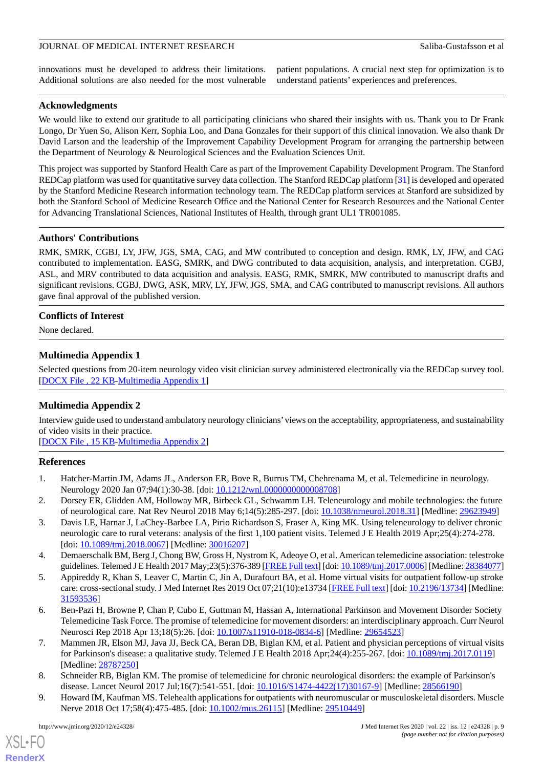innovations must be developed to address their limitations. Additional solutions are also needed for the most vulnerable patient populations. A crucial next step for optimization is to understand patients' experiences and preferences.

## Acknowledgments

We would like to extend our gratitude to all participating clinicians who shared their insights with us. Thank you to Dr Frank Longo, Dr Yuen So, Alison Kerr, Sophia Loo, and Dana Gonzales for their support of this clinical innovation. We also thank Dr David Larson and the leadership of the Improvement Capability Development Program for arranging the partnership between the Department of Neurology & Neurological Sciences and the Evaluation Sciences Unit.

This project was supported by Stanford Health Care as part of the Improvement Capability Development Program. The Stanford REDCap platform was used for quantitative survey data collection. The Stanford REDCap platform [31] is developed and operated by the Stanford Medicine Research information technology team. The REDCap platform services at Stanford are subsidized by both the Stanford School of Medicine Research Office and the National Center for Research Resources and the National Center for Advancing Translational Sciences, National Institutes of Health, through grant UL1 TR001085.

## Authors' Contributions

RMK, SMRK, CGBJ, LY, JFW, JGS, SMA, CAG, and MW contributed to conception and design. RMK, LY, JFW, and CAG contributed to implementation. EASG, SMRK, and DWG contributed to data acquisition, analysis, and interpretation. CGBJ, ASL, and MRV contributed to data acquisition and analysis. EASG, RMK, SMRK, MW contributed to manuscript drafts and significant revisions. CGBJ, DWG, ASK, MRV, LY, JFW, JGS, SMA, and CAG contributed to manuscript revisions. All authors gave final approval of the published version.

## Conflicts of Interest

None declared.

## Multimedia Appendix 1

Selected questions from 20-item neurology video visit clinician survey administered electronically via the REDCap survey tool.
[DOCX File , 22 KB-Multimedia Appendix 1]

## Multimedia Appendix 2

Interview guide used to understand ambulatory neurology clinicians' views on the acceptability, appropriateness, and sustainability of video visits in their practice.
[DOCX File , 15 KB-Multimedia Appendix 2]

## References

1. Hatcher-Martin JM, Adams JL, Anderson ER, Bove R, Burrus TM, Chehrenama M, et al. Telemedicine in neurology. Neurology 2020 Jan 07;94(1):30-38. [doi: 10.1212/wnl.0000000000008708]
2. Dorsey ER, Glidden AM, Holloway MR, Birbeck GL, Schwamm LH. Teleneurology and mobile technologies: the future of neurological care. Nat Rev Neurol 2018 May 6;14(5):285-297. [doi: 10.1038/nrneurol.2018.31] [Medline: 29623949]
3. Davis LE, Harnar J, LaChey-Barbee LA, Pirio Richardson S, Fraser A, King MK. Using teleneurology to deliver chronic neurologic care to rural veterans: analysis of the first 1,100 patient visits. Telemed J E Health 2019 Apr;25(4):274-278. [doi: 10.1089/tmj.2018.0067] [Medline: 30016207]
4. Demaerschalk BM, Berg J, Chong BW, Gross H, Nystrom K, Adeoye O, et al. American telemedicine association: telestroke guidelines. Telemed J E Health 2017 May;23(5):376-389 [FREE Full text] [doi: 10.1089/tmj.2017.0006] [Medline: 28384077]
5. Appireddy R, Khan S, Leaver C, Martin C, Jin A, Durafourt BA, et al. Home virtual visits for outpatient follow-up stroke care: cross-sectional study. J Med Internet Res 2019 Oct 07;21(10):e13734 [FREE Full text] [doi: 10.2196/13734] [Medline: 31593536]
6. Ben-Pazi H, Browne P, Chan P, Cubo E, Guttman M, Hassan A, International Parkinson and Movement Disorder Society Telemedicine Task Force. The promise of telemedicine for movement disorders: an interdisciplinary approach. Curr Neurol Neurosci Rep 2018 Apr 13;18(5):26. [doi: 10.1007/s11910-018-0834-6] [Medline: 29654523]
7. Mammen JR, Elson MJ, Java JJ, Beck CA, Beran DB, Biglan KM, et al. Patient and physician perceptions of virtual visits for Parkinson's disease: a qualitative study. Telemed J E Health 2018 Apr;24(4):255-267. [doi: 10.1089/tmj.2017.0119] [Medline: 28787250]
8. Schneider RB, Biglan KM. The promise of telemedicine for chronic neurological disorders: the example of Parkinson's disease. Lancet Neurol 2017 Jul;16(7):541-551. [doi: 10.1016/S1474-4422(17)30167-9] [Medline: 28566190]
9. Howard IM, Kaufman MS. Telehealth applications for outpatients with neuromuscular or musculoskeletal disorders. Muscle Nerve 2018 Oct 17;58(4):475-485. [doi: 10.1002/mus.26115] [Medline: 29510449]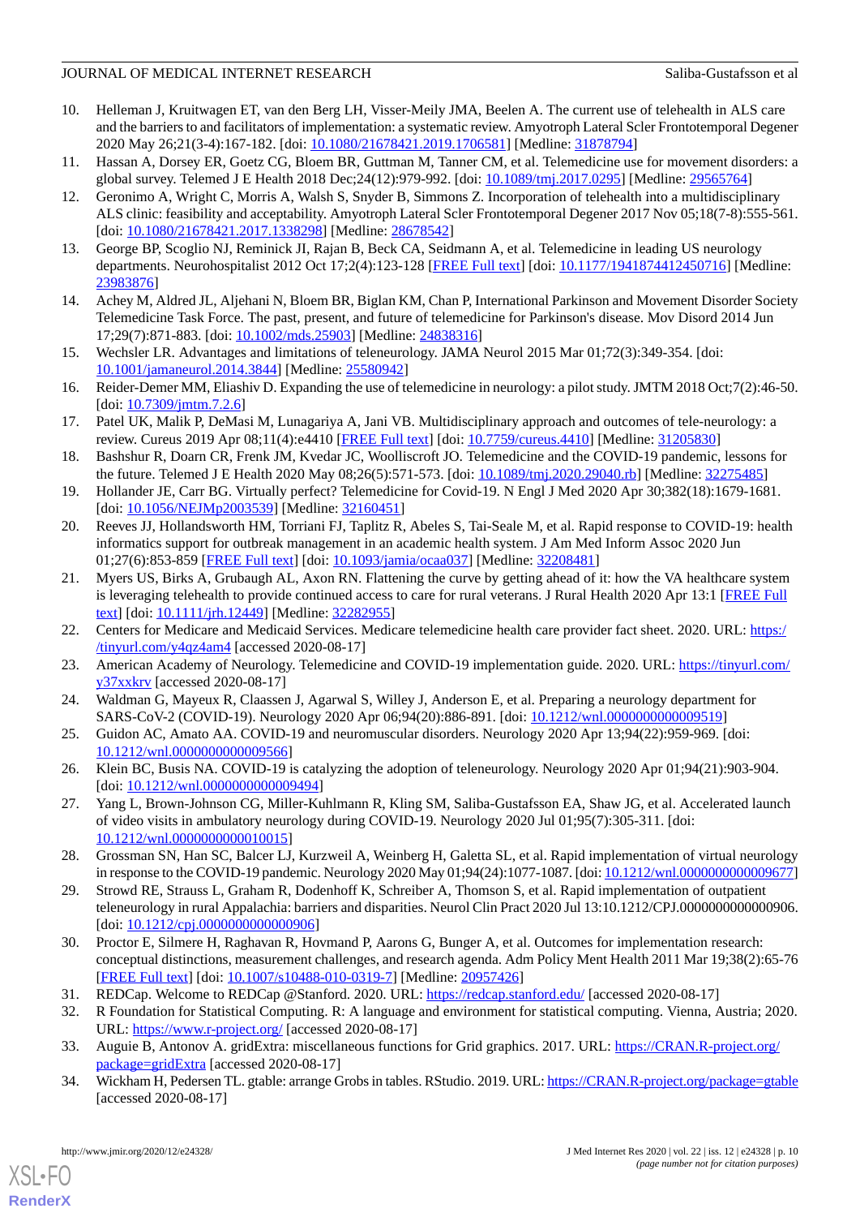10. Helleman J, Kruitwagen ET, van den Berg LH, Visser-Meily JMA, Beelen A. The current use of telehealth in ALS care and the barriers to and facilitators of implementation: a systematic review. Amyotroph Lateral Scler Frontotemporal Degener 2020 May 26;21(3-4):167-182. [doi: 10.1080/21678421.2019.1706581] [Medline: 31878794]
11. Hassan A, Dorsey ER, Goetz CG, Bloem BR, Guttman M, Tanner CM, et al. Telemedicine use for movement disorders: a global survey. Telemed J E Health 2018 Dec;24(12):979-992. [doi: 10.1089/tmj.2017.0295] [Medline: 29565764]
12. Geronimo A, Wright C, Morris A, Walsh S, Snyder B, Simmons Z. Incorporation of telehealth into a multidisciplinary ALS clinic: feasibility and acceptability. Amyotroph Lateral Scler Frontotemporal Degener 2017 Nov 05;18(7-8):555-561. [doi: 10.1080/21678421.2017.1338298] [Medline: 28678542]
13. George BP, Scoglio NJ, Reminick JI, Rajan B, Beck CA, Seidmann A, et al. Telemedicine in leading US neurology departments. Neurohospitalist 2012 Oct 17;2(4):123-128 [FREE Full text] [doi: 10.1177/1941874412450716] [Medline: 23983876]
14. Achey M, Aldred JL, Aljehani N, Bloem BR, Biglan KM, Chan P, International Parkinson and Movement Disorder Society Telemedicine Task Force. The past, present, and future of telemedicine for Parkinson's disease. Mov Disord 2014 Jun 17;29(7):871-883. [doi: 10.1002/mds.25903] [Medline: 24838316]
15. Wechsler LR. Advantages and limitations of teleneurology. JAMA Neurol 2015 Mar 01;72(3):349-354. [doi: 10.1001/jamaneurol.2014.3844] [Medline: 25580942]
16. Reider-Demer MM, Eliashiv D. Expanding the use of telemedicine in neurology: a pilot study. JMTM 2018 Oct;7(2):46-50. [doi: 10.7309/jmtm.7.2.6]
17. Patel UK, Malik P, DeMasi M, Lunagariya A, Jani VB. Multidisciplinary approach and outcomes of tele-neurology: a review. Cureus 2019 Apr 08;11(4):e4410 [FREE Full text] [doi: 10.7759/cureus.4410] [Medline: 31205830]
18. Bashshur R, Doarn CR, Frenk JM, Kvedar JC, Woolliscroft JO. Telemedicine and the COVID-19 pandemic, lessons for the future. Telemed J E Health 2020 May 08;26(5):571-573. [doi: 10.1089/tmj.2020.29040.rb] [Medline: 32275485]
19. Hollander JE, Carr BG. Virtually perfect? Telemedicine for Covid-19. N Engl J Med 2020 Apr 30;382(18):1679-1681. [doi: 10.1056/NEJMp2003539] [Medline: 32160451]
20. Reeves JJ, Hollandsworth HM, Torriani FJ, Taplitz R, Abeles S, Tai-Seale M, et al. Rapid response to COVID-19: health informatics support for outbreak management in an academic health system. J Am Med Inform Assoc 2020 Jun 01;27(6):853-859 [FREE Full text] [doi: 10.1093/jamia/ocaa037] [Medline: 32208481]
21. Myers US, Birks A, Grubaugh AL, Axon RN. Flattening the curve by getting ahead of it: how the VA healthcare system is leveraging telehealth to provide continued access to care for rural veterans. J Rural Health 2020 Apr 13:1 [FREE Full text] [doi: 10.1111/jrh.12449] [Medline: 32282955]
22. Centers for Medicare and Medicaid Services. Medicare telemedicine health care provider fact sheet. 2020. URL: https://tinyurl.com/y4qz4am4 [accessed 2020-08-17]
23. American Academy of Neurology. Telemedicine and COVID-19 implementation guide. 2020. URL: https://tinyurl.com/y37xxkrv [accessed 2020-08-17]
24. Waldman G, Mayeux R, Claassen J, Agarwal S, Willey J, Anderson E, et al. Preparing a neurology department for SARS-CoV-2 (COVID-19). Neurology 2020 Apr 06;94(20):886-891. [doi: 10.1212/wnl.0000000000009519]
25. Guidon AC, Amato AA. COVID-19 and neuromuscular disorders. Neurology 2020 Apr 13;94(22):959-969. [doi: 10.1212/wnl.0000000000009566]
26. Klein BC, Busis NA. COVID-19 is catalyzing the adoption of teleneurology. Neurology 2020 Apr 01;94(21):903-904. [doi: 10.1212/wnl.0000000000009494]
27. Yang L, Brown-Johnson CG, Miller-Kuhlmann R, Kling SM, Saliba-Gustafsson EA, Shaw JG, et al. Accelerated launch of video visits in ambulatory neurology during COVID-19. Neurology 2020 Jul 01;95(7):305-311. [doi: 10.1212/wnl.0000000000010015]
28. Grossman SN, Han SC, Balcer LJ, Kurzweil A, Weinberg H, Galetta SL, et al. Rapid implementation of virtual neurology in response to the COVID-19 pandemic. Neurology 2020 May 01;94(24):1077-1087. [doi: 10.1212/wnl.0000000000009677]
29. Strowd RE, Strauss L, Graham R, Dodenhoff K, Schreiber A, Thomson S, et al. Rapid implementation of outpatient teleneurology in rural Appalachia: barriers and disparities. Neurol Clin Pract 2020 Jul 13:10.1212/CPJ.0000000000000906. [doi: 10.1212/cpj.0000000000000906]
30. Proctor E, Silmere H, Raghavan R, Hovmand P, Aarons G, Bunger A, et al. Outcomes for implementation research: conceptual distinctions, measurement challenges, and research agenda. Adm Policy Ment Health 2011 Mar 19;38(2):65-76 [FREE Full text] [doi: 10.1007/s10488-010-0319-7] [Medline: 20957426]
31. REDCap. Welcome to REDCap @Stanford. 2020. URL: https://redcap.stanford.edu/ [accessed 2020-08-17]
32. R Foundation for Statistical Computing. R: A language and environment for statistical computing. Vienna, Austria; 2020. URL: https://www.r-project.org/ [accessed 2020-08-17]
33. Auguie B, Antonov A. gridExtra: miscellaneous functions for Grid graphics. 2017. URL: https://CRAN.R-project.org/package=gridExtra [accessed 2020-08-17]
34. Wickham H, Pedersen TL. gtable: arrange Grobs in tables. RStudio. 2019. URL: https://CRAN.R-project.org/package=gtable [accessed 2020-08-17]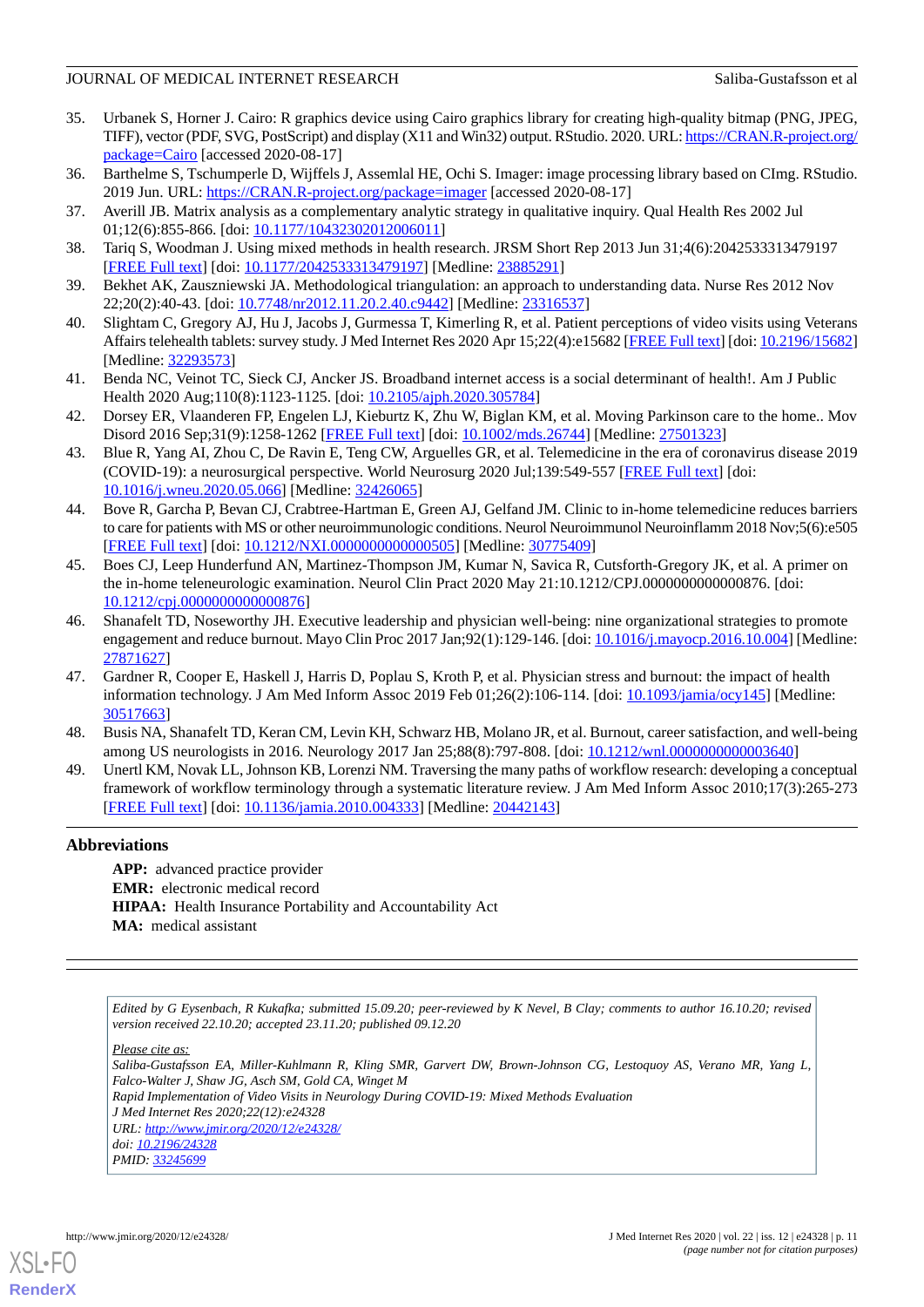35. Urbanek S, Horner J. Cairo: R graphics device using Cairo graphics library for creating high-quality bitmap (PNG, JPEG, TIFF), vector (PDF, SVG, PostScript) and display (X11 and Win32) output. RStudio. 2020. URL: https://CRAN.R-project.org/package=Cairo [accessed 2020-08-17]
36. Barthelme S, Tschumperle D, Wijffels J, Assemlal HE, Ochi S. Imager: image processing library based on CImg. RStudio. 2019 Jun. URL: https://CRAN.R-project.org/package=imager [accessed 2020-08-17]
37. Averill JB. Matrix analysis as a complementary analytic strategy in qualitative inquiry. Qual Health Res 2002 Jul 01;12(6):855-866. [doi: 10.1177/104973230201200611]
38. Tariq S, Woodman J. Using mixed methods in health research. JRSM Short Rep 2013 Jun 31;4(6):2042533313479197 [FREE Full text] [doi: 10.1177/2042533313479197] [Medline: 23885291]
39. Bekhet AK, Zauszniewski JA. Methodological triangulation: an approach to understanding data. Nurse Res 2012 Nov 22;20(2):40-43. [doi: 10.7748/nr2012.11.20.2.40.c9442] [Medline: 23316537]
40. Slightam C, Gregory AJ, Hu J, Jacobs J, Gurmessa T, Kimerling R, et al. Patient perceptions of video visits using Veterans Affairs telehealth tablets: survey study. J Med Internet Res 2020 Apr 15;22(4):e15682 [FREE Full text] [doi: 10.2196/15682] [Medline: 32293573]
41. Benda NC, Veinot TC, Sieck CJ, Ancker JS. Broadband internet access is a social determinant of health!. Am J Public Health 2020 Aug;110(8):1123-1125. [doi: 10.2105/ajph.2020.305784]
42. Dorsey ER, Vlaanderen FP, Engelen LJ, Kieburtz K, Zhu W, Biglan KM, et al. Moving Parkinson care to the home.. Mov Disord 2016 Sep;31(9):1258-1262 [FREE Full text] [doi: 10.1002/mds.26744] [Medline: 27501323]
43. Blue R, Yang AI, Zhou C, De Ravin E, Teng CW, Arguelles GR, et al. Telemedicine in the era of coronavirus disease 2019 (COVID-19): a neurosurgical perspective. World Neurosurg 2020 Jul;139:549-557 [FREE Full text] [doi: 10.1016/j.wneu.2020.05.066] [Medline: 32426065]
44. Bove R, Garcha P, Bevan CJ, Crabtree-Hartman E, Green AJ, Gelfand JM. Clinic to in-home telemedicine reduces barriers to care for patients with MS or other neuroimmunologic conditions. Neurol Neuroimmunol Neuroinflamm 2018 Nov;5(6):e505 [FREE Full text] [doi: 10.1212/NXI.0000000000000505] [Medline: 30775409]
45. Boes CJ, Leep Hunderfund AN, Martinez-Thompson JM, Kumar N, Savica R, Cutsforth-Gregory JK, et al. A primer on the in-home teleneurologic examination. Neurol Clin Pract 2020 May 21:10.1212/CPJ.0000000000000876. [doi: 10.1212/cpj.0000000000000876]
46. Shanafelt TD, Noseworthy JH. Executive leadership and physician well-being: nine organizational strategies to promote engagement and reduce burnout. Mayo Clin Proc 2017 Jan;92(1):129-146. [doi: 10.1016/j.mayocp.2016.10.004] [Medline: 27871627]
47. Gardner R, Cooper E, Haskell J, Harris D, Poplau S, Kroth P, et al. Physician stress and burnout: the impact of health information technology. J Am Med Inform Assoc 2019 Feb 01;26(2):106-114. [doi: 10.1093/jamia/ocy145] [Medline: 30517663]
48. Busis NA, Shanafelt TD, Keran CM, Levin KH, Schwarz HB, Molano JR, et al. Burnout, career satisfaction, and well-being among US neurologists in 2016. Neurology 2017 Jan 25;88(8):797-808. [doi: 10.1212/wnl.0000000000003640]
49. Unertl KM, Novak LL, Johnson KB, Lorenzi NM. Traversing the many paths of workflow research: developing a conceptual framework of workflow terminology through a systematic literature review. J Am Med Inform Assoc 2010;17(3):265-273 [FREE Full text] [doi: 10.1136/jamia.2010.004333] [Medline: 20442143]

## Abbreviations

**APP:** advanced practice provider
**EMR:** electronic medical record
**HIPAA:** Health Insurance Portability and Accountability Act
**MA:** medical assistant

*Edited by G Eysenbach, R Kukafka; submitted 15.09.20; peer-reviewed by K Nevel, B Clay; comments to author 16.10.20; revised version received 22.10.20; accepted 23.11.20; published 09.12.20*

*Please cite as:*
*Saliba-Gustafsson EA, Miller-Kuhlmann R, Kling SMR, Garvert DW, Brown-Johnson CG, Lestoquoy AS, Verano MR, Yang L, Falco-Walter J, Shaw JG, Asch SM, Gold CA, Winget M*
*Rapid Implementation of Video Visits in Neurology During COVID-19: Mixed Methods Evaluation*
*J Med Internet Res 2020;22(12):e24328*
*URL: http://www.jmir.org/2020/12/e24328/*
*doi: 10.2196/24328*
*PMID: 33245699*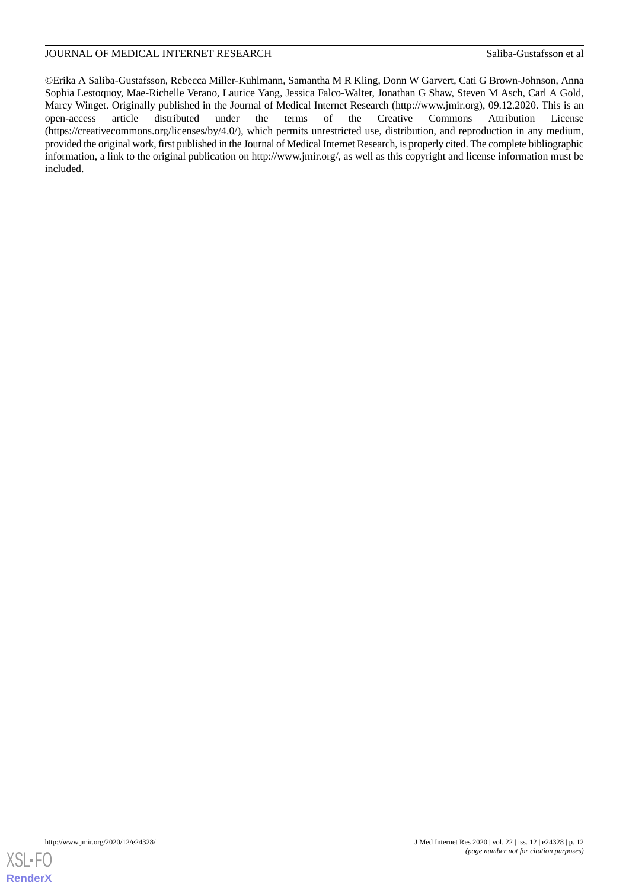©Erika A Saliba-Gustafsson, Rebecca Miller-Kuhlmann, Samantha M R Kling, Donn W Garvert, Cati G Brown-Johnson, Anna Sophia Lestoquoy, Mae-Richelle Verano, Laurice Yang, Jessica Falco-Walter, Jonathan G Shaw, Steven M Asch, Carl A Gold, Marcy Winget. Originally published in the Journal of Medical Internet Research (http://www.jmir.org), 09.12.2020. This is an open-access article distributed under the terms of the Creative Commons Attribution License (https://creativecommons.org/licenses/by/4.0/), which permits unrestricted use, distribution, and reproduction in any medium, provided the original work, first published in the Journal of Medical Internet Research, is properly cited. The complete bibliographic information, a link to the original publication on http://www.jmir.org/, as well as this copyright and license information must be included.